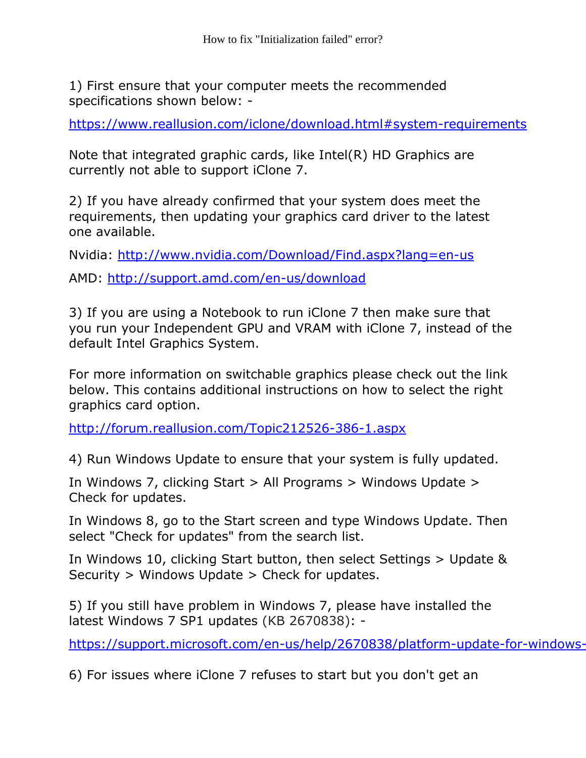How to fix "Initialization failed" error?

1) First ensure that your computer meets the recommended specifications shown below: -

https://www.reallusion.com/iclone/download.html#system-requirements

Note that integrated graphic cards, like Intel(R) HD Graphics are currently not able to support iClone 7.

2) If you have already confirmed that your system does meet the requirements, then updating your graphics card driver to the latest one available.

Nvidia: http://www.nvidia.com/Download/Find.aspx?lang=en-us

AMD: http://support.amd.com/en-us/download

3) If you are using a Notebook to run iClone 7 then make sure that you run your Independent GPU and VRAM with iClone 7, instead of the default Intel Graphics System.

For more information on switchable graphics please check out the link below. This contains additional instructions on how to select the right graphics card option.

http://forum.reallusion.com/Topic212526-386-1.aspx

4) Run Windows Update to ensure that your system is fully updated.

In Windows 7, clicking Start > All Programs > Windows Update > Check for updates.

In Windows 8, go to the Start screen and type Windows Update. Then select "Check for updates" from the search list.

In Windows 10, clicking Start button, then select Settings > Update & Security > Windows Update > Check for updates.

5) If you still have problem in Windows 7, please have installed the latest Windows 7 SP1 updates (KB 2670838): -

https://support.microsoft.com/en-us/help/2670838/platform-update-for-windows-

6) For issues where iClone 7 refuses to start but you don't get an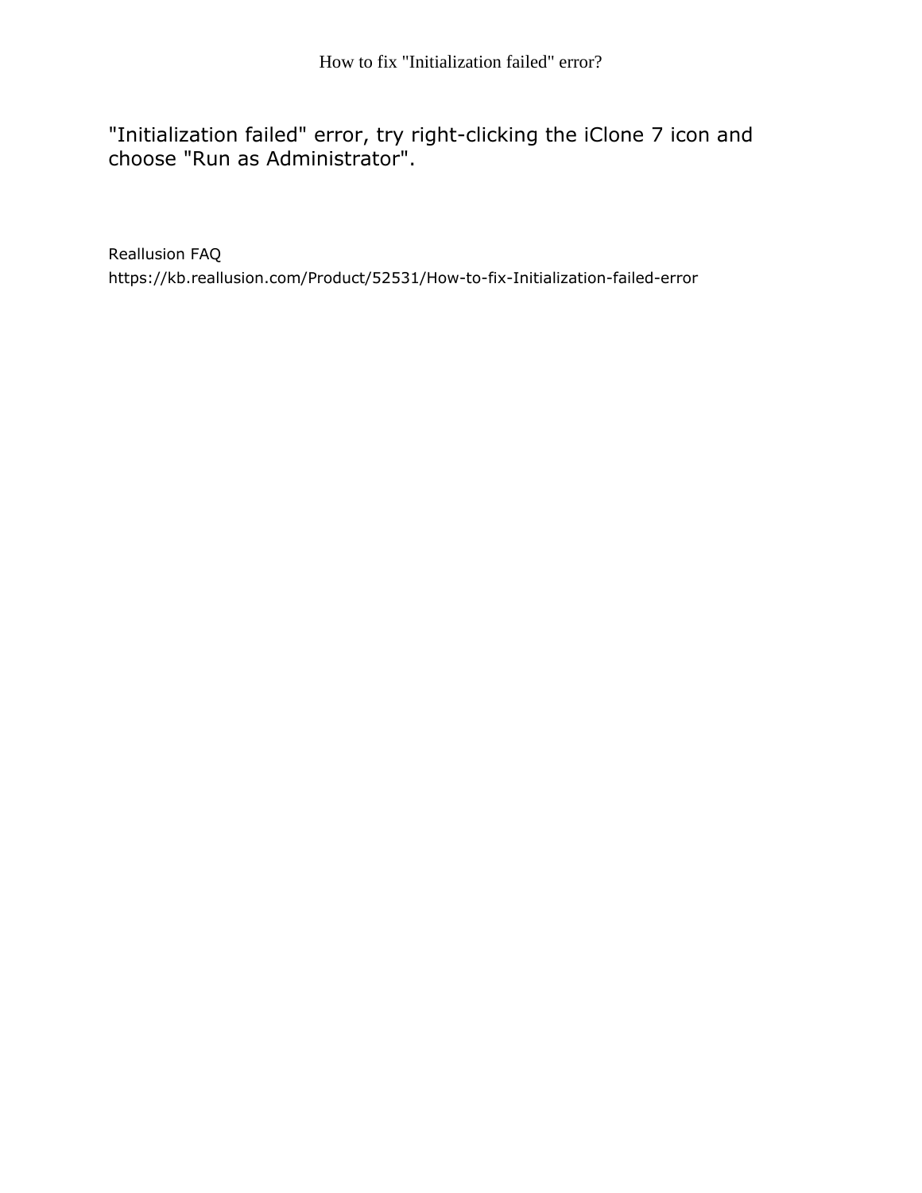# How to fix "Initialization failed" error?

"Initialization failed" error, try right-clicking the iClone 7 icon and choose "Run as Administrator".

Reallusion FAQ
https://kb.reallusion.com/Product/52531/How-to-fix-Initialization-failed-error